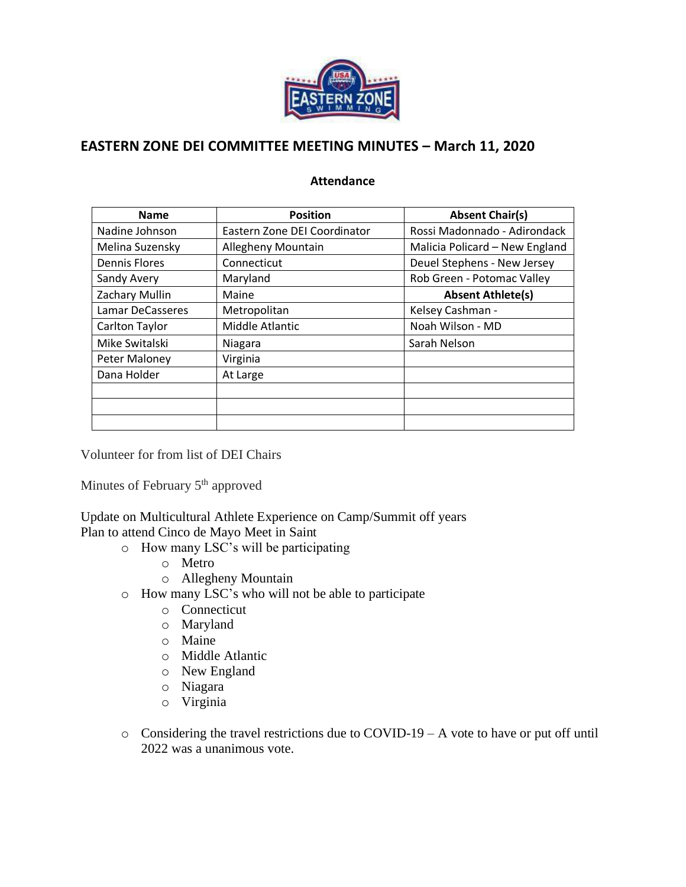## EASTERN ZONE DEI COMMITTEE MEETING MINUTES – March 11, 2020

**Attendance**

| Name | Position | Absent Chair(s) |
|---|---|---|
| Nadine Johnson | Eastern Zone DEI Coordinator | Rossi Madonnado - Adirondack |
| Melina Suzensky | Allegheny Mountain | Malicia Policard – New England |
| Dennis Flores | Connecticut | Deuel Stephens - New Jersey |
| Sandy Avery | Maryland | Rob Green - Potomac Valley |
| Zachary Mullin | Maine | **Absent Athlete(s)** |
| Lamar DeCasseres | Metropolitan | Kelsey Cashman - |
| Carlton Taylor | Middle Atlantic | Noah Wilson - MD |
| Mike Switalski | Niagara | Sarah Nelson |
| Peter Maloney | Virginia | |
| Dana Holder | At Large | |
| | | |
| | | |
| | | |

Volunteer for from list of DEI Chairs

Minutes of February 5th approved

Update on Multicultural Athlete Experience on Camp/Summit off years
Plan to attend Cinco de Mayo Meet in Saint

- How many LSC's will be participating
  - Metro
  - Allegheny Mountain
- How many LSC's who will not be able to participate
  - Connecticut
  - Maryland
  - Maine
  - Middle Atlantic
  - New England
  - Niagara
  - Virginia

- Considering the travel restrictions due to COVID-19 – A vote to have or put off until 2022 was a unanimous vote.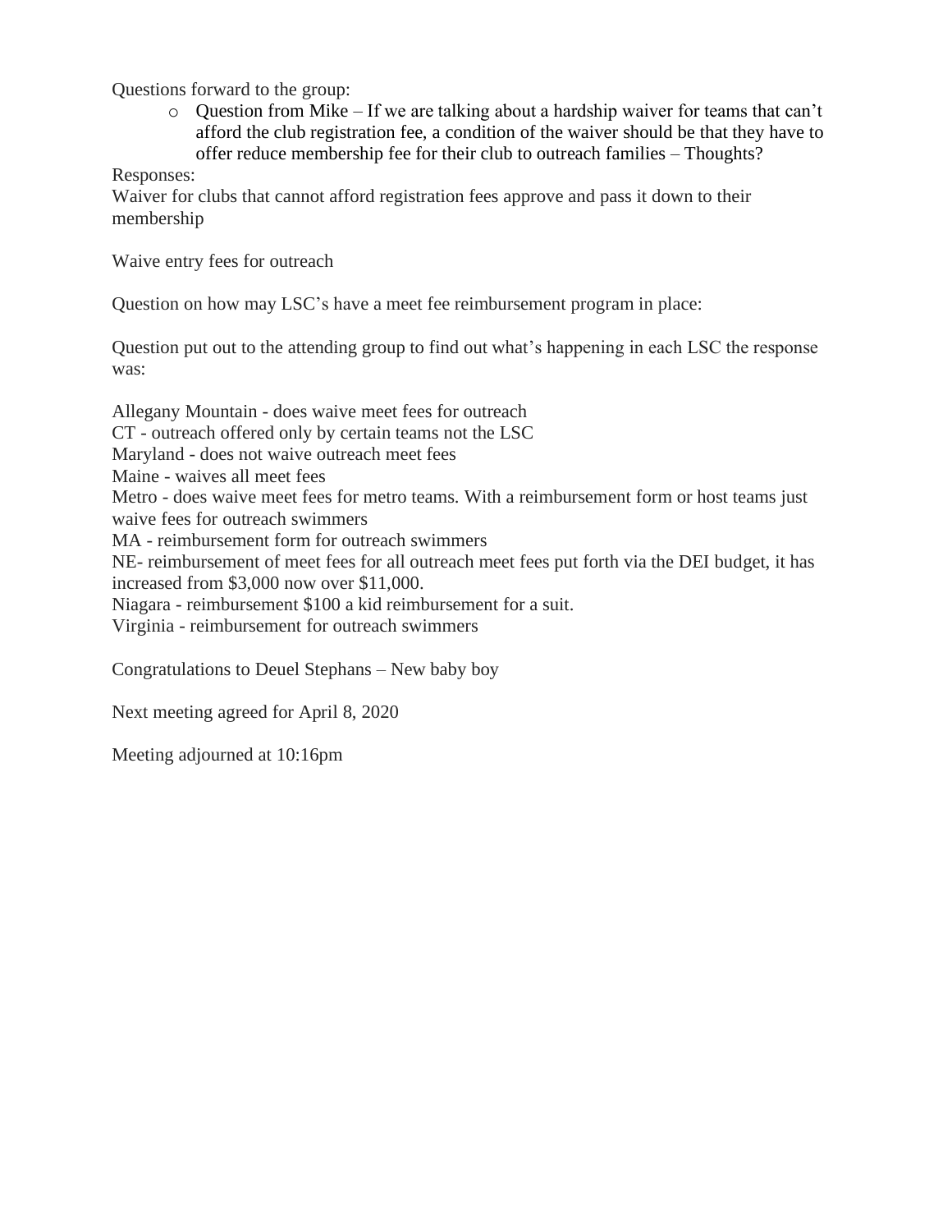Questions forward to the group:

- Question from Mike – If we are talking about a hardship waiver for teams that can't afford the club registration fee, a condition of the waiver should be that they have to offer reduce membership fee for their club to outreach families – Thoughts?

Responses:

Waiver for clubs that cannot afford registration fees approve and pass it down to their membership

Waive entry fees for outreach

Question on how may LSC's have a meet fee reimbursement program in place:

Question put out to the attending group to find out what's happening in each LSC the response was:

Allegany Mountain - does waive meet fees for outreach
CT - outreach offered only by certain teams not the LSC
Maryland - does not waive outreach meet fees
Maine - waives all meet fees
Metro - does waive meet fees for metro teams. With a reimbursement form or host teams just waive fees for outreach swimmers
MA - reimbursement form for outreach swimmers
NE- reimbursement of meet fees for all outreach meet fees put forth via the DEI budget, it has increased from $3,000 now over $11,000.
Niagara - reimbursement $100 a kid reimbursement for a suit.
Virginia - reimbursement for outreach swimmers

Congratulations to Deuel Stephans – New baby boy

Next meeting agreed for April 8, 2020

Meeting adjourned at 10:16pm